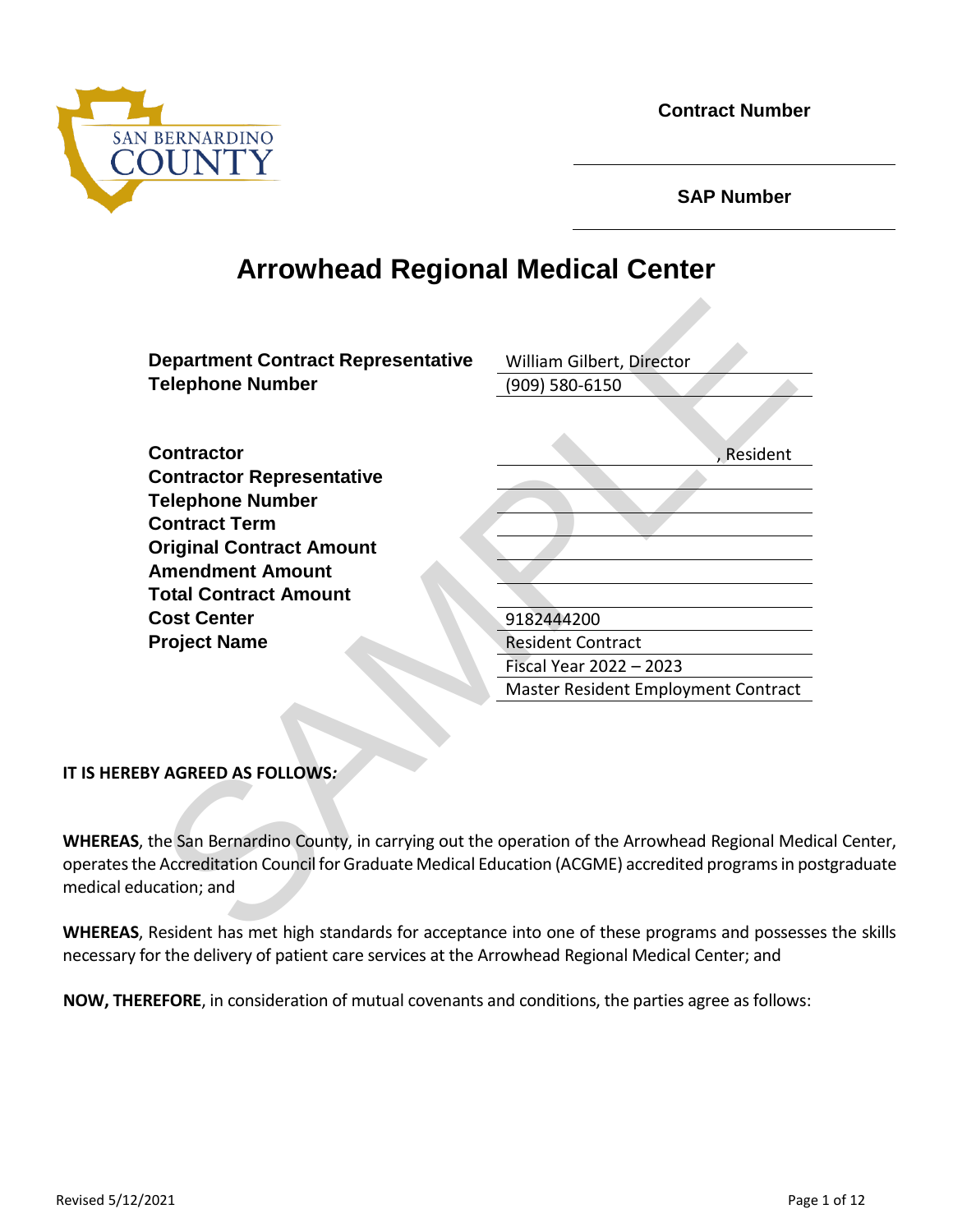**Contract Number**

**SAP Number**

# Arrowhead Regional Medical Center

| | |
|---|---|
| **Department Contract Representative** | William Gilbert, Director |
| **Telephone Number** | (909) 580-6150 |
| | |
| **Contractor** | , Resident |
| **Contractor Representative** | |
| **Telephone Number** | |
| **Contract Term** | |
| **Original Contract Amount** | |
| **Amendment Amount** | |
| **Total Contract Amount** | |
| **Cost Center** | 9182444200 |
| **Project Name** | Resident Contract |
| | Fiscal Year 2022 – 2023 |
| | Master Resident Employment Contract |

**IT IS HEREBY AGREED AS FOLLOWS*:***

**WHEREAS**, the San Bernardino County, in carrying out the operation of the Arrowhead Regional Medical Center, operates the Accreditation Council for Graduate Medical Education (ACGME) accredited programs in postgraduate medical education; and

**WHEREAS**, Resident has met high standards for acceptance into one of these programs and possesses the skills necessary for the delivery of patient care services at the Arrowhead Regional Medical Center; and

**NOW, THEREFORE**, in consideration of mutual covenants and conditions, the parties agree as follows:

Revised 5/12/2021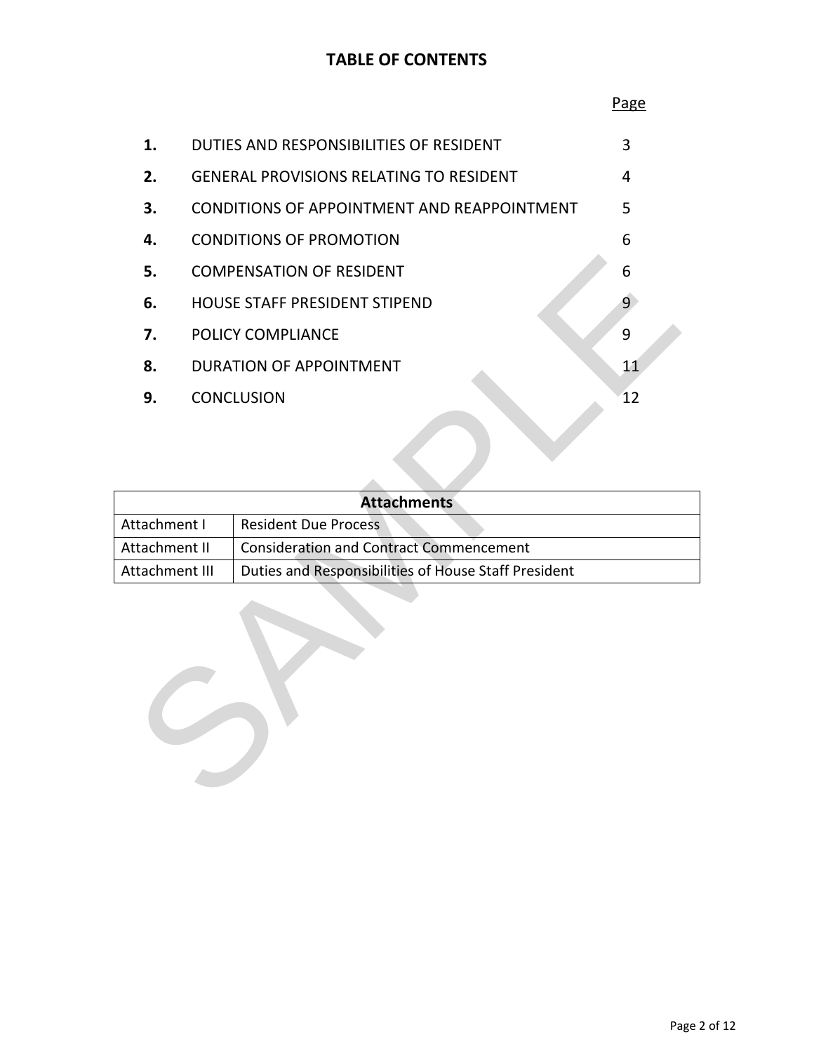# TABLE OF CONTENTS

| | | Page |
|---|---|---|
| **1.** | DUTIES AND RESPONSIBILITIES OF RESIDENT | 3 |
| **2.** | GENERAL PROVISIONS RELATING TO RESIDENT | 4 |
| **3.** | CONDITIONS OF APPOINTMENT AND REAPPOINTMENT | 5 |
| **4.** | CONDITIONS OF PROMOTION | 6 |
| **5.** | COMPENSATION OF RESIDENT | 6 |
| **6.** | HOUSE STAFF PRESIDENT STIPEND | 9 |
| **7.** | POLICY COMPLIANCE | 9 |
| **8.** | DURATION OF APPOINTMENT | 11 |
| **9.** | CONCLUSION | 12 |

| **Attachments** | |
|---|---|
| Attachment I | Resident Due Process |
| Attachment II | Consideration and Contract Commencement |
| Attachment III | Duties and Responsibilities of House Staff President |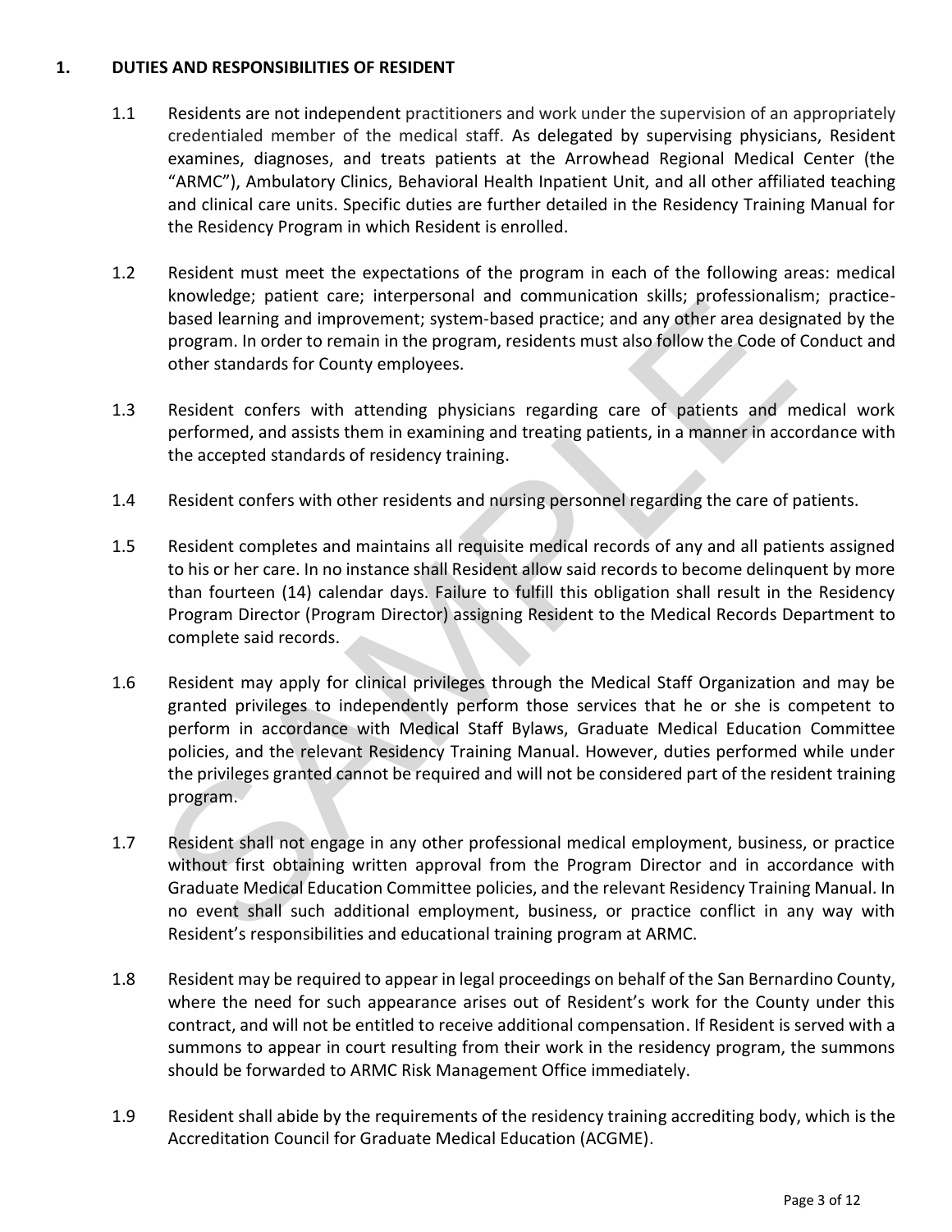## 1. DUTIES AND RESPONSIBILITIES OF RESIDENT

1.1 Residents are not independent practitioners and work under the supervision of an appropriately credentialed member of the medical staff. As delegated by supervising physicians, Resident examines, diagnoses, and treats patients at the Arrowhead Regional Medical Center (the "ARMC"), Ambulatory Clinics, Behavioral Health Inpatient Unit, and all other affiliated teaching and clinical care units. Specific duties are further detailed in the Residency Training Manual for the Residency Program in which Resident is enrolled.

1.2 Resident must meet the expectations of the program in each of the following areas: medical knowledge; patient care; interpersonal and communication skills; professionalism; practice-based learning and improvement; system-based practice; and any other area designated by the program. In order to remain in the program, residents must also follow the Code of Conduct and other standards for County employees.

1.3 Resident confers with attending physicians regarding care of patients and medical work performed, and assists them in examining and treating patients, in a manner in accordance with the accepted standards of residency training.

1.4 Resident confers with other residents and nursing personnel regarding the care of patients.

1.5 Resident completes and maintains all requisite medical records of any and all patients assigned to his or her care. In no instance shall Resident allow said records to become delinquent by more than fourteen (14) calendar days. Failure to fulfill this obligation shall result in the Residency Program Director (Program Director) assigning Resident to the Medical Records Department to complete said records.

1.6 Resident may apply for clinical privileges through the Medical Staff Organization and may be granted privileges to independently perform those services that he or she is competent to perform in accordance with Medical Staff Bylaws, Graduate Medical Education Committee policies, and the relevant Residency Training Manual. However, duties performed while under the privileges granted cannot be required and will not be considered part of the resident training program.

1.7 Resident shall not engage in any other professional medical employment, business, or practice without first obtaining written approval from the Program Director and in accordance with Graduate Medical Education Committee policies, and the relevant Residency Training Manual. In no event shall such additional employment, business, or practice conflict in any way with Resident's responsibilities and educational training program at ARMC.

1.8 Resident may be required to appear in legal proceedings on behalf of the San Bernardino County, where the need for such appearance arises out of Resident's work for the County under this contract, and will not be entitled to receive additional compensation. If Resident is served with a summons to appear in court resulting from their work in the residency program, the summons should be forwarded to ARMC Risk Management Office immediately.

1.9 Resident shall abide by the requirements of the residency training accrediting body, which is the Accreditation Council for Graduate Medical Education (ACGME).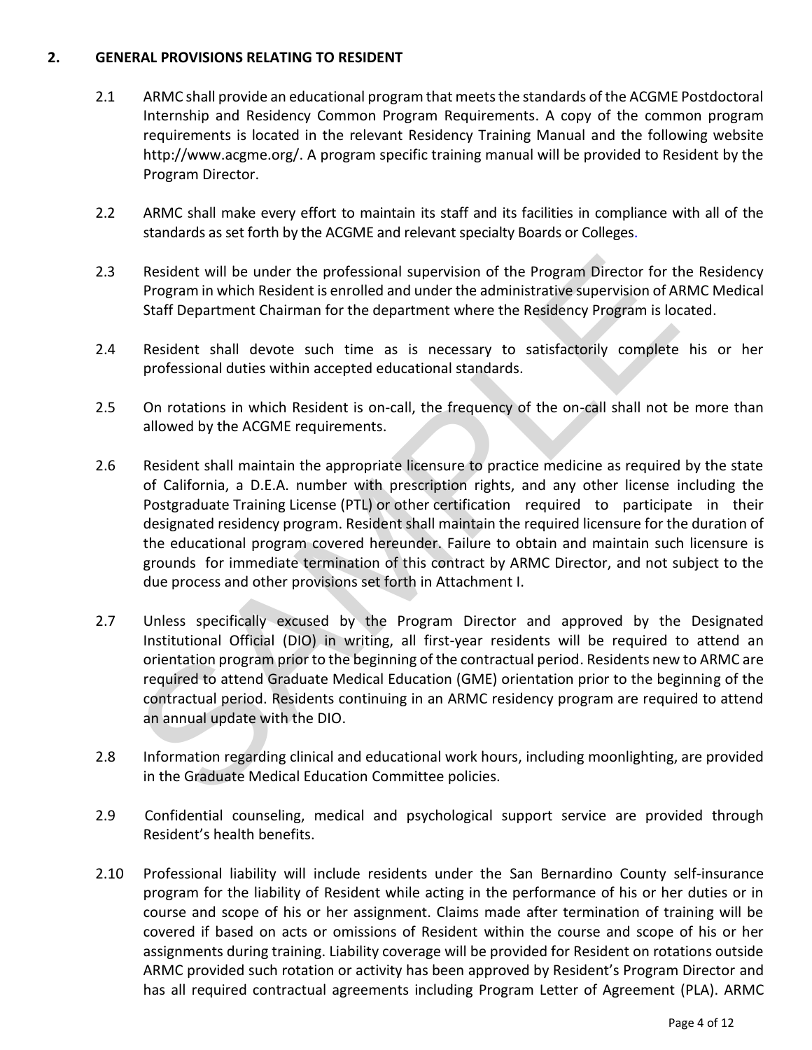## 2. GENERAL PROVISIONS RELATING TO RESIDENT

2.1 ARMC shall provide an educational program that meets the standards of the ACGME Postdoctoral Internship and Residency Common Program Requirements. A copy of the common program requirements is located in the relevant Residency Training Manual and the following website http://www.acgme.org/. A program specific training manual will be provided to Resident by the Program Director.

2.2 ARMC shall make every effort to maintain its staff and its facilities in compliance with all of the standards as set forth by the ACGME and relevant specialty Boards or Colleges.

2.3 Resident will be under the professional supervision of the Program Director for the Residency Program in which Resident is enrolled and under the administrative supervision of ARMC Medical Staff Department Chairman for the department where the Residency Program is located.

2.4 Resident shall devote such time as is necessary to satisfactorily complete his or her professional duties within accepted educational standards.

2.5 On rotations in which Resident is on-call, the frequency of the on-call shall not be more than allowed by the ACGME requirements.

2.6 Resident shall maintain the appropriate licensure to practice medicine as required by the state of California, a D.E.A. number with prescription rights, and any other license including the Postgraduate Training License (PTL) or other certification required to participate in their designated residency program. Resident shall maintain the required licensure for the duration of the educational program covered hereunder. Failure to obtain and maintain such licensure is grounds for immediate termination of this contract by ARMC Director, and not subject to the due process and other provisions set forth in Attachment I.

2.7 Unless specifically excused by the Program Director and approved by the Designated Institutional Official (DIO) in writing, all first-year residents will be required to attend an orientation program prior to the beginning of the contractual period. Residents new to ARMC are required to attend Graduate Medical Education (GME) orientation prior to the beginning of the contractual period. Residents continuing in an ARMC residency program are required to attend an annual update with the DIO.

2.8 Information regarding clinical and educational work hours, including moonlighting, are provided in the Graduate Medical Education Committee policies.

2.9 Confidential counseling, medical and psychological support service are provided through Resident's health benefits.

2.10 Professional liability will include residents under the San Bernardino County self-insurance program for the liability of Resident while acting in the performance of his or her duties or in course and scope of his or her assignment. Claims made after termination of training will be covered if based on acts or omissions of Resident within the course and scope of his or her assignments during training. Liability coverage will be provided for Resident on rotations outside ARMC provided such rotation or activity has been approved by Resident's Program Director and has all required contractual agreements including Program Letter of Agreement (PLA). ARMC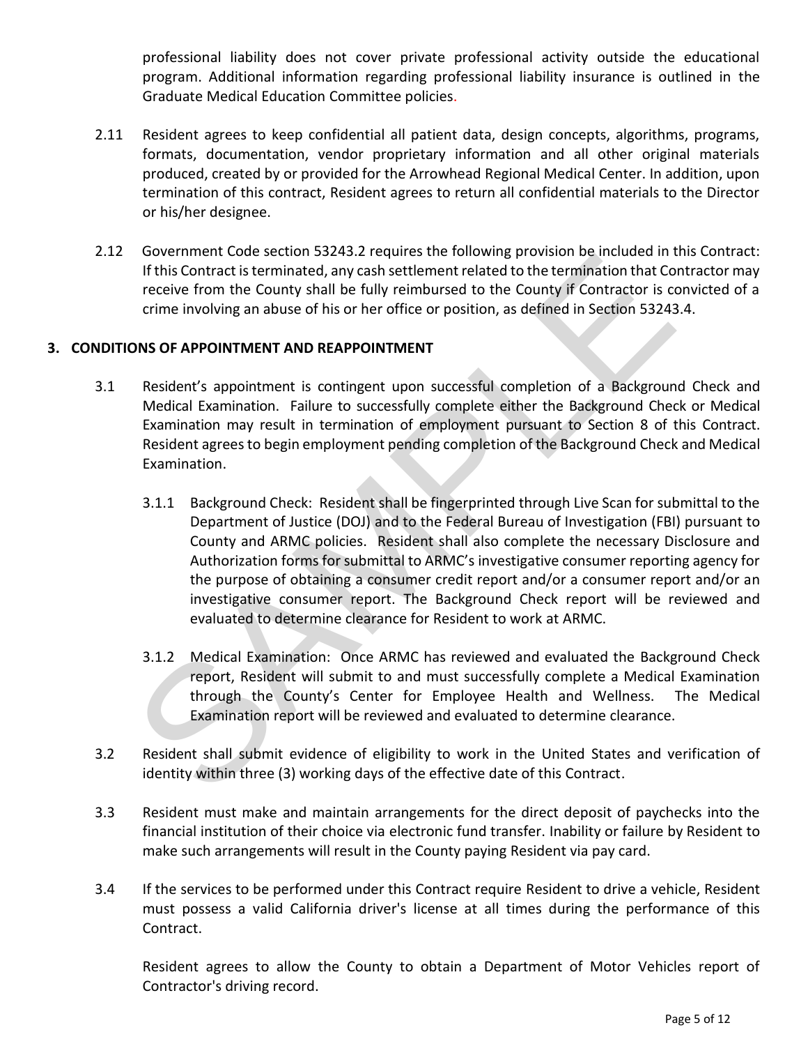professional liability does not cover private professional activity outside the educational program. Additional information regarding professional liability insurance is outlined in the Graduate Medical Education Committee policies.

2.11 Resident agrees to keep confidential all patient data, design concepts, algorithms, programs, formats, documentation, vendor proprietary information and all other original materials produced, created by or provided for the Arrowhead Regional Medical Center. In addition, upon termination of this contract, Resident agrees to return all confidential materials to the Director or his/her designee.

2.12 Government Code section 53243.2 requires the following provision be included in this Contract: If this Contract is terminated, any cash settlement related to the termination that Contractor may receive from the County shall be fully reimbursed to the County if Contractor is convicted of a crime involving an abuse of his or her office or position, as defined in Section 53243.4.

## 3. CONDITIONS OF APPOINTMENT AND REAPPOINTMENT

3.1 Resident's appointment is contingent upon successful completion of a Background Check and Medical Examination. Failure to successfully complete either the Background Check or Medical Examination may result in termination of employment pursuant to Section 8 of this Contract. Resident agrees to begin employment pending completion of the Background Check and Medical Examination.

3.1.1 Background Check: Resident shall be fingerprinted through Live Scan for submittal to the Department of Justice (DOJ) and to the Federal Bureau of Investigation (FBI) pursuant to County and ARMC policies. Resident shall also complete the necessary Disclosure and Authorization forms for submittal to ARMC's investigative consumer reporting agency for the purpose of obtaining a consumer credit report and/or a consumer report and/or an investigative consumer report. The Background Check report will be reviewed and evaluated to determine clearance for Resident to work at ARMC.

3.1.2 Medical Examination: Once ARMC has reviewed and evaluated the Background Check report, Resident will submit to and must successfully complete a Medical Examination through the County's Center for Employee Health and Wellness. The Medical Examination report will be reviewed and evaluated to determine clearance.

3.2 Resident shall submit evidence of eligibility to work in the United States and verification of identity within three (3) working days of the effective date of this Contract.

3.3 Resident must make and maintain arrangements for the direct deposit of paychecks into the financial institution of their choice via electronic fund transfer. Inability or failure by Resident to make such arrangements will result in the County paying Resident via pay card.

3.4 If the services to be performed under this Contract require Resident to drive a vehicle, Resident must possess a valid California driver's license at all times during the performance of this Contract.

Resident agrees to allow the County to obtain a Department of Motor Vehicles report of Contractor's driving record.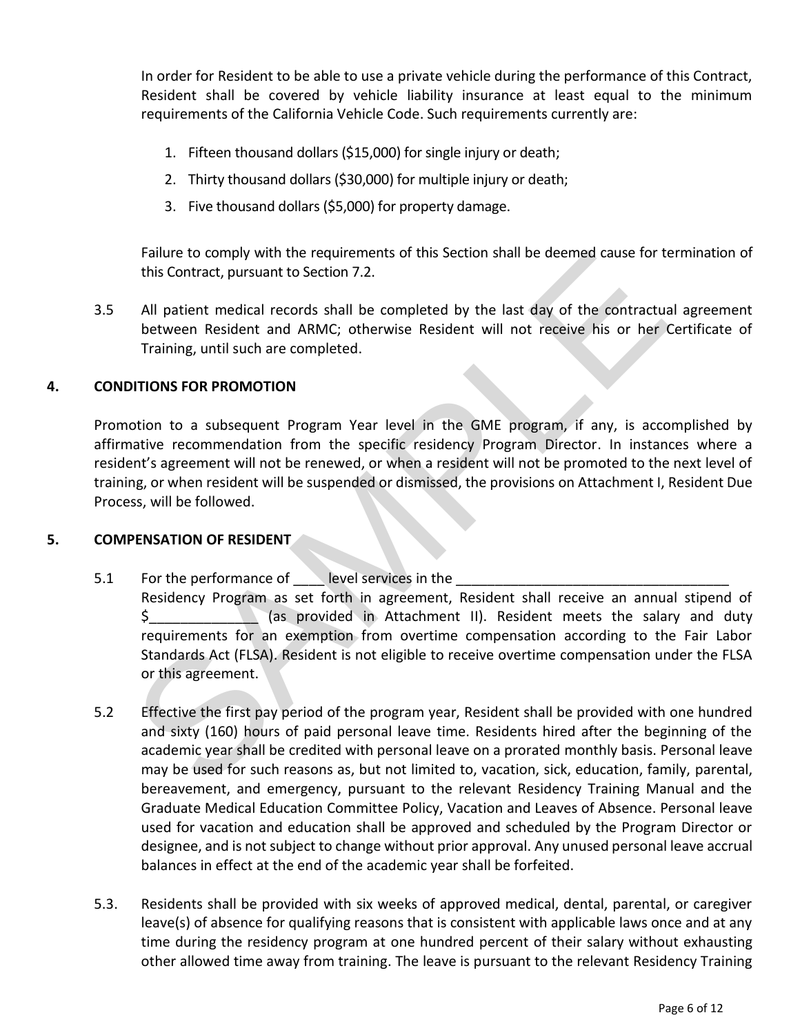In order for Resident to be able to use a private vehicle during the performance of this Contract, Resident shall be covered by vehicle liability insurance at least equal to the minimum requirements of the California Vehicle Code. Such requirements currently are:

1. Fifteen thousand dollars ($15,000) for single injury or death;
2. Thirty thousand dollars ($30,000) for multiple injury or death;
3. Five thousand dollars ($5,000) for property damage.

Failure to comply with the requirements of this Section shall be deemed cause for termination of this Contract, pursuant to Section 7.2.

3.5 All patient medical records shall be completed by the last day of the contractual agreement between Resident and ARMC; otherwise Resident will not receive his or her Certificate of Training, until such are completed.

## 4. CONDITIONS FOR PROMOTION

Promotion to a subsequent Program Year level in the GME program, if any, is accomplished by affirmative recommendation from the specific residency Program Director. In instances where a resident's agreement will not be renewed, or when a resident will not be promoted to the next level of training, or when resident will be suspended or dismissed, the provisions on Attachment I, Resident Due Process, will be followed.

## 5. COMPENSATION OF RESIDENT

5.1 For the performance of ____ level services in the ___________________________________ Residency Program as set forth in agreement, Resident shall receive an annual stipend of $_____________ (as provided in Attachment II). Resident meets the salary and duty requirements for an exemption from overtime compensation according to the Fair Labor Standards Act (FLSA). Resident is not eligible to receive overtime compensation under the FLSA or this agreement.

5.2 Effective the first pay period of the program year, Resident shall be provided with one hundred and sixty (160) hours of paid personal leave time. Residents hired after the beginning of the academic year shall be credited with personal leave on a prorated monthly basis. Personal leave may be used for such reasons as, but not limited to, vacation, sick, education, family, parental, bereavement, and emergency, pursuant to the relevant Residency Training Manual and the Graduate Medical Education Committee Policy, Vacation and Leaves of Absence. Personal leave used for vacation and education shall be approved and scheduled by the Program Director or designee, and is not subject to change without prior approval. Any unused personal leave accrual balances in effect at the end of the academic year shall be forfeited.

5.3. Residents shall be provided with six weeks of approved medical, dental, parental, or caregiver leave(s) of absence for qualifying reasons that is consistent with applicable laws once and at any time during the residency program at one hundred percent of their salary without exhausting other allowed time away from training. The leave is pursuant to the relevant Residency Training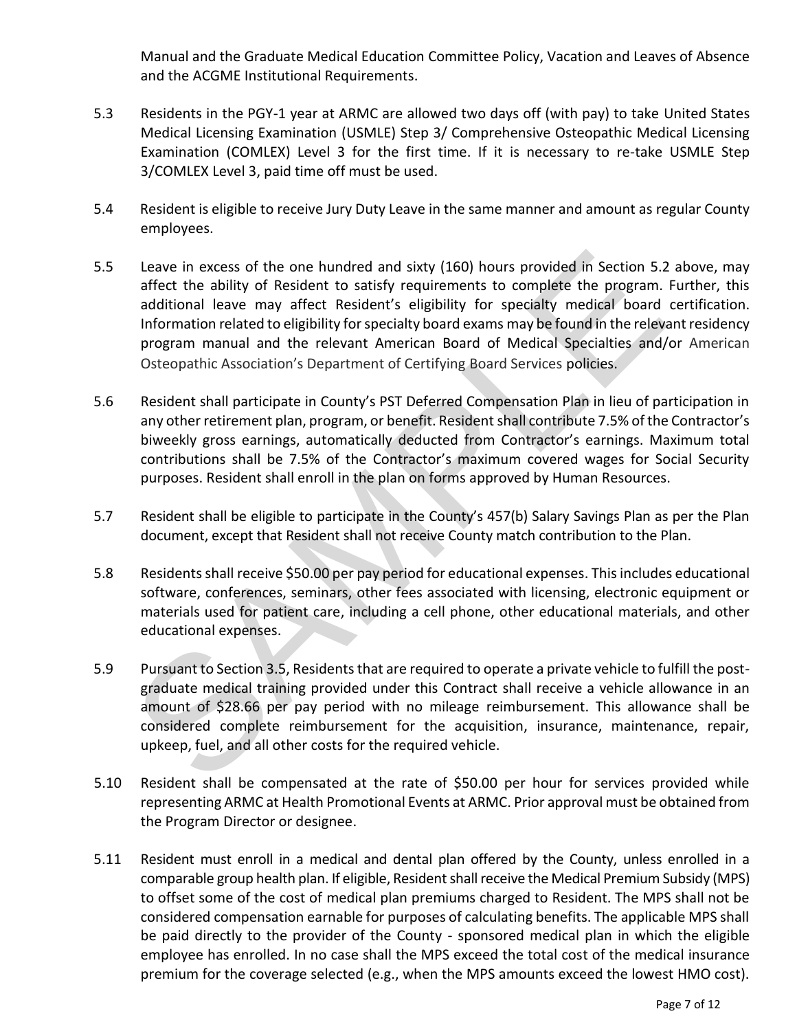Manual and the Graduate Medical Education Committee Policy, Vacation and Leaves of Absence and the ACGME Institutional Requirements.

5.3 Residents in the PGY-1 year at ARMC are allowed two days off (with pay) to take United States Medical Licensing Examination (USMLE) Step 3/ Comprehensive Osteopathic Medical Licensing Examination (COMLEX) Level 3 for the first time. If it is necessary to re-take USMLE Step 3/COMLEX Level 3, paid time off must be used.

5.4 Resident is eligible to receive Jury Duty Leave in the same manner and amount as regular County employees.

5.5 Leave in excess of the one hundred and sixty (160) hours provided in Section 5.2 above, may affect the ability of Resident to satisfy requirements to complete the program. Further, this additional leave may affect Resident's eligibility for specialty medical board certification. Information related to eligibility for specialty board exams may be found in the relevant residency program manual and the relevant American Board of Medical Specialties and/or American Osteopathic Association's Department of Certifying Board Services policies.

5.6 Resident shall participate in County's PST Deferred Compensation Plan in lieu of participation in any other retirement plan, program, or benefit. Resident shall contribute 7.5% of the Contractor's biweekly gross earnings, automatically deducted from Contractor's earnings. Maximum total contributions shall be 7.5% of the Contractor's maximum covered wages for Social Security purposes. Resident shall enroll in the plan on forms approved by Human Resources.

5.7 Resident shall be eligible to participate in the County's 457(b) Salary Savings Plan as per the Plan document, except that Resident shall not receive County match contribution to the Plan.

5.8 Residents shall receive $50.00 per pay period for educational expenses. This includes educational software, conferences, seminars, other fees associated with licensing, electronic equipment or materials used for patient care, including a cell phone, other educational materials, and other educational expenses.

5.9 Pursuant to Section 3.5, Residents that are required to operate a private vehicle to fulfill the post-graduate medical training provided under this Contract shall receive a vehicle allowance in an amount of $28.66 per pay period with no mileage reimbursement. This allowance shall be considered complete reimbursement for the acquisition, insurance, maintenance, repair, upkeep, fuel, and all other costs for the required vehicle.

5.10 Resident shall be compensated at the rate of $50.00 per hour for services provided while representing ARMC at Health Promotional Events at ARMC. Prior approval must be obtained from the Program Director or designee.

5.11 Resident must enroll in a medical and dental plan offered by the County, unless enrolled in a comparable group health plan. If eligible, Resident shall receive the Medical Premium Subsidy (MPS) to offset some of the cost of medical plan premiums charged to Resident. The MPS shall not be considered compensation earnable for purposes of calculating benefits. The applicable MPS shall be paid directly to the provider of the County - sponsored medical plan in which the eligible employee has enrolled. In no case shall the MPS exceed the total cost of the medical insurance premium for the coverage selected (e.g., when the MPS amounts exceed the lowest HMO cost).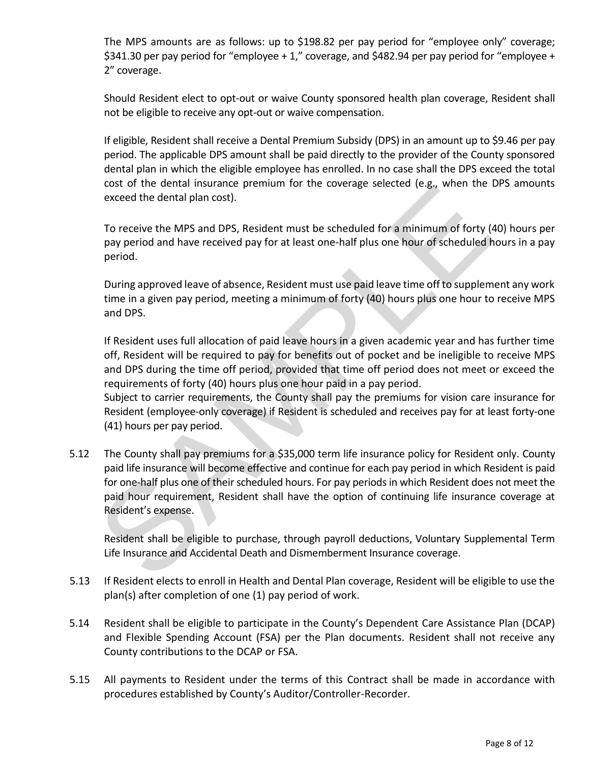The MPS amounts are as follows: up to $198.82 per pay period for "employee only" coverage; $341.30 per pay period for "employee + 1," coverage, and $482.94 per pay period for "employee + 2" coverage.

Should Resident elect to opt-out or waive County sponsored health plan coverage, Resident shall not be eligible to receive any opt-out or waive compensation.

If eligible, Resident shall receive a Dental Premium Subsidy (DPS) in an amount up to $9.46 per pay period. The applicable DPS amount shall be paid directly to the provider of the County sponsored dental plan in which the eligible employee has enrolled. In no case shall the DPS exceed the total cost of the dental insurance premium for the coverage selected (e.g., when the DPS amounts exceed the dental plan cost).

To receive the MPS and DPS, Resident must be scheduled for a minimum of forty (40) hours per pay period and have received pay for at least one-half plus one hour of scheduled hours in a pay period.

During approved leave of absence, Resident must use paid leave time off to supplement any work time in a given pay period, meeting a minimum of forty (40) hours plus one hour to receive MPS and DPS.

If Resident uses full allocation of paid leave hours in a given academic year and has further time off, Resident will be required to pay for benefits out of pocket and be ineligible to receive MPS and DPS during the time off period, provided that time off period does not meet or exceed the requirements of forty (40) hours plus one hour paid in a pay period.
Subject to carrier requirements, the County shall pay the premiums for vision care insurance for Resident (employee-only coverage) if Resident is scheduled and receives pay for at least forty-one (41) hours per pay period.

5.12 The County shall pay premiums for a $35,000 term life insurance policy for Resident only. County paid life insurance will become effective and continue for each pay period in which Resident is paid for one-half plus one of their scheduled hours. For pay periods in which Resident does not meet the paid hour requirement, Resident shall have the option of continuing life insurance coverage at Resident's expense.

Resident shall be eligible to purchase, through payroll deductions, Voluntary Supplemental Term Life Insurance and Accidental Death and Dismemberment Insurance coverage.

5.13 If Resident elects to enroll in Health and Dental Plan coverage, Resident will be eligible to use the plan(s) after completion of one (1) pay period of work.

5.14 Resident shall be eligible to participate in the County's Dependent Care Assistance Plan (DCAP) and Flexible Spending Account (FSA) per the Plan documents. Resident shall not receive any County contributions to the DCAP or FSA.

5.15 All payments to Resident under the terms of this Contract shall be made in accordance with procedures established by County's Auditor/Controller-Recorder.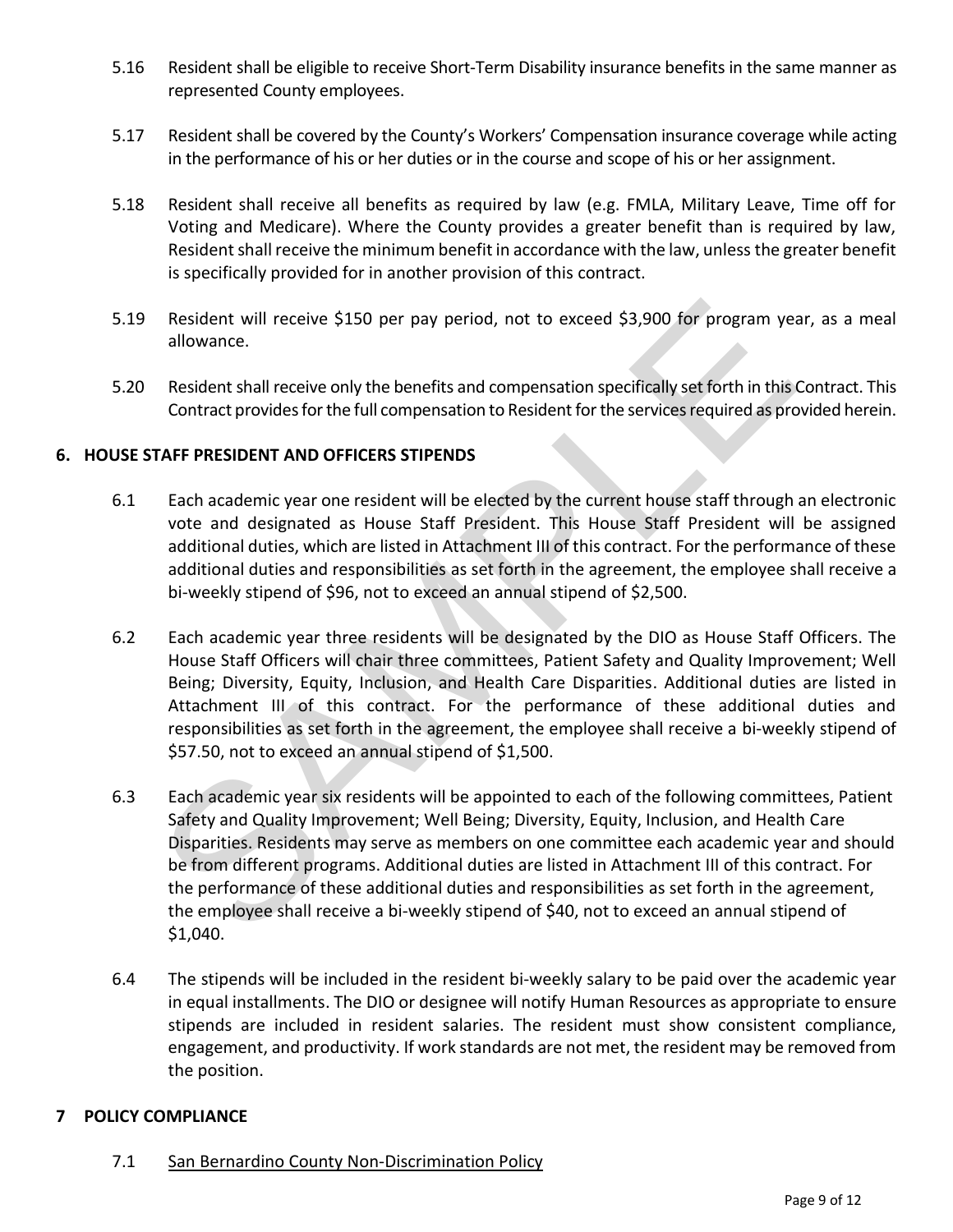5.16 Resident shall be eligible to receive Short-Term Disability insurance benefits in the same manner as represented County employees.

5.17 Resident shall be covered by the County's Workers' Compensation insurance coverage while acting in the performance of his or her duties or in the course and scope of his or her assignment.

5.18 Resident shall receive all benefits as required by law (e.g. FMLA, Military Leave, Time off for Voting and Medicare). Where the County provides a greater benefit than is required by law, Resident shall receive the minimum benefit in accordance with the law, unless the greater benefit is specifically provided for in another provision of this contract.

5.19 Resident will receive $150 per pay period, not to exceed $3,900 for program year, as a meal allowance.

5.20 Resident shall receive only the benefits and compensation specifically set forth in this Contract. This Contract provides for the full compensation to Resident for the services required as provided herein.

## 6. HOUSE STAFF PRESIDENT AND OFFICERS STIPENDS

6.1 Each academic year one resident will be elected by the current house staff through an electronic vote and designated as House Staff President. This House Staff President will be assigned additional duties, which are listed in Attachment III of this contract. For the performance of these additional duties and responsibilities as set forth in the agreement, the employee shall receive a bi-weekly stipend of $96, not to exceed an annual stipend of $2,500.

6.2 Each academic year three residents will be designated by the DIO as House Staff Officers. The House Staff Officers will chair three committees, Patient Safety and Quality Improvement; Well Being; Diversity, Equity, Inclusion, and Health Care Disparities. Additional duties are listed in Attachment III of this contract. For the performance of these additional duties and responsibilities as set forth in the agreement, the employee shall receive a bi-weekly stipend of $57.50, not to exceed an annual stipend of $1,500.

6.3 Each academic year six residents will be appointed to each of the following committees, Patient Safety and Quality Improvement; Well Being; Diversity, Equity, Inclusion, and Health Care Disparities. Residents may serve as members on one committee each academic year and should be from different programs. Additional duties are listed in Attachment III of this contract. For the performance of these additional duties and responsibilities as set forth in the agreement, the employee shall receive a bi-weekly stipend of $40, not to exceed an annual stipend of $1,040.

6.4 The stipends will be included in the resident bi-weekly salary to be paid over the academic year in equal installments. The DIO or designee will notify Human Resources as appropriate to ensure stipends are included in resident salaries. The resident must show consistent compliance, engagement, and productivity. If work standards are not met, the resident may be removed from the position.

## 7 POLICY COMPLIANCE

7.1 San Bernardino County Non-Discrimination Policy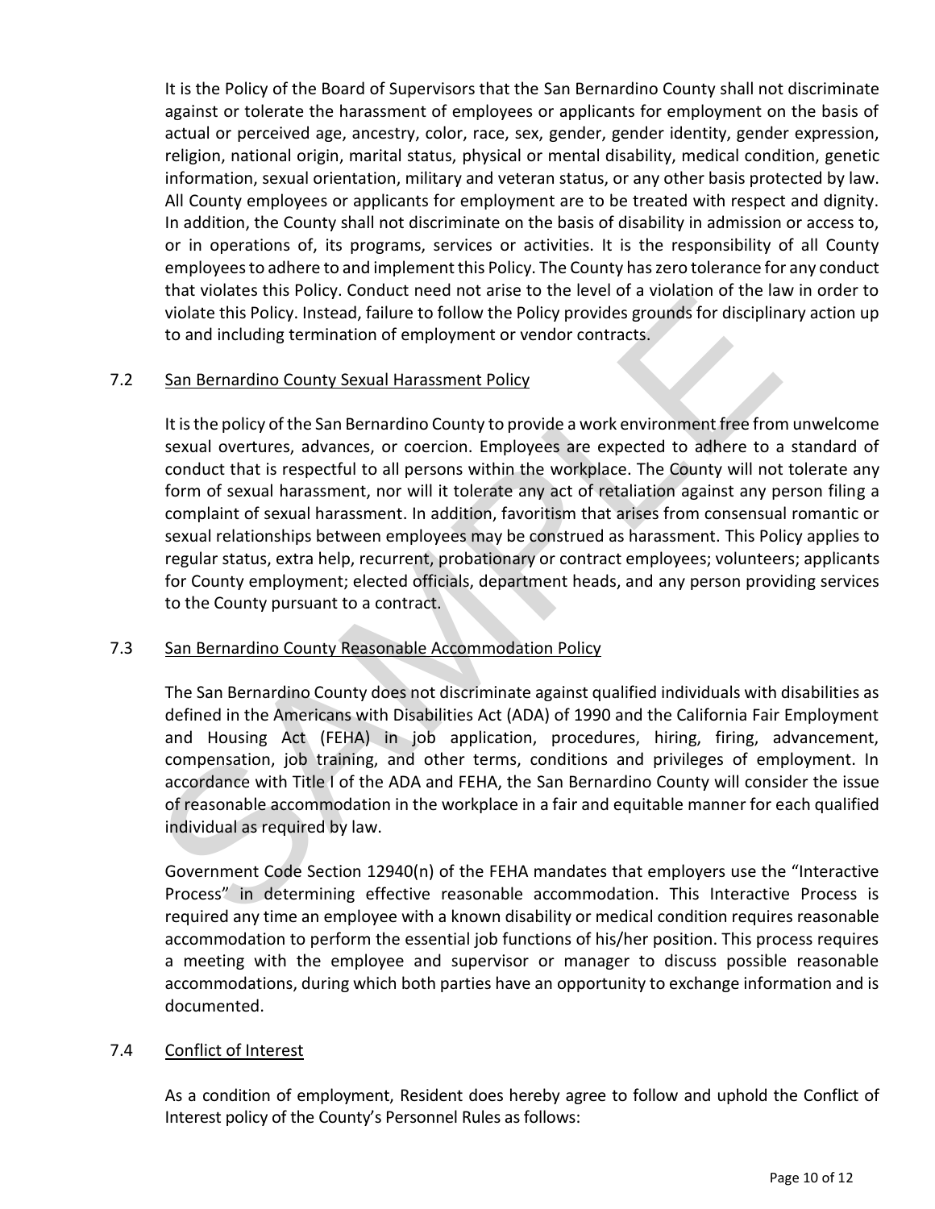It is the Policy of the Board of Supervisors that the San Bernardino County shall not discriminate against or tolerate the harassment of employees or applicants for employment on the basis of actual or perceived age, ancestry, color, race, sex, gender, gender identity, gender expression, religion, national origin, marital status, physical or mental disability, medical condition, genetic information, sexual orientation, military and veteran status, or any other basis protected by law. All County employees or applicants for employment are to be treated with respect and dignity. In addition, the County shall not discriminate on the basis of disability in admission or access to, or in operations of, its programs, services or activities. It is the responsibility of all County employees to adhere to and implement this Policy. The County has zero tolerance for any conduct that violates this Policy. Conduct need not arise to the level of a violation of the law in order to violate this Policy. Instead, failure to follow the Policy provides grounds for disciplinary action up to and including termination of employment or vendor contracts.

7.2 San Bernardino County Sexual Harassment Policy

It is the policy of the San Bernardino County to provide a work environment free from unwelcome sexual overtures, advances, or coercion. Employees are expected to adhere to a standard of conduct that is respectful to all persons within the workplace. The County will not tolerate any form of sexual harassment, nor will it tolerate any act of retaliation against any person filing a complaint of sexual harassment. In addition, favoritism that arises from consensual romantic or sexual relationships between employees may be construed as harassment. This Policy applies to regular status, extra help, recurrent, probationary or contract employees; volunteers; applicants for County employment; elected officials, department heads, and any person providing services to the County pursuant to a contract.

7.3 San Bernardino County Reasonable Accommodation Policy

The San Bernardino County does not discriminate against qualified individuals with disabilities as defined in the Americans with Disabilities Act (ADA) of 1990 and the California Fair Employment and Housing Act (FEHA) in job application, procedures, hiring, firing, advancement, compensation, job training, and other terms, conditions and privileges of employment. In accordance with Title I of the ADA and FEHA, the San Bernardino County will consider the issue of reasonable accommodation in the workplace in a fair and equitable manner for each qualified individual as required by law.

Government Code Section 12940(n) of the FEHA mandates that employers use the "Interactive Process" in determining effective reasonable accommodation. This Interactive Process is required any time an employee with a known disability or medical condition requires reasonable accommodation to perform the essential job functions of his/her position. This process requires a meeting with the employee and supervisor or manager to discuss possible reasonable accommodations, during which both parties have an opportunity to exchange information and is documented.

7.4 Conflict of Interest

As a condition of employment, Resident does hereby agree to follow and uphold the Conflict of Interest policy of the County's Personnel Rules as follows: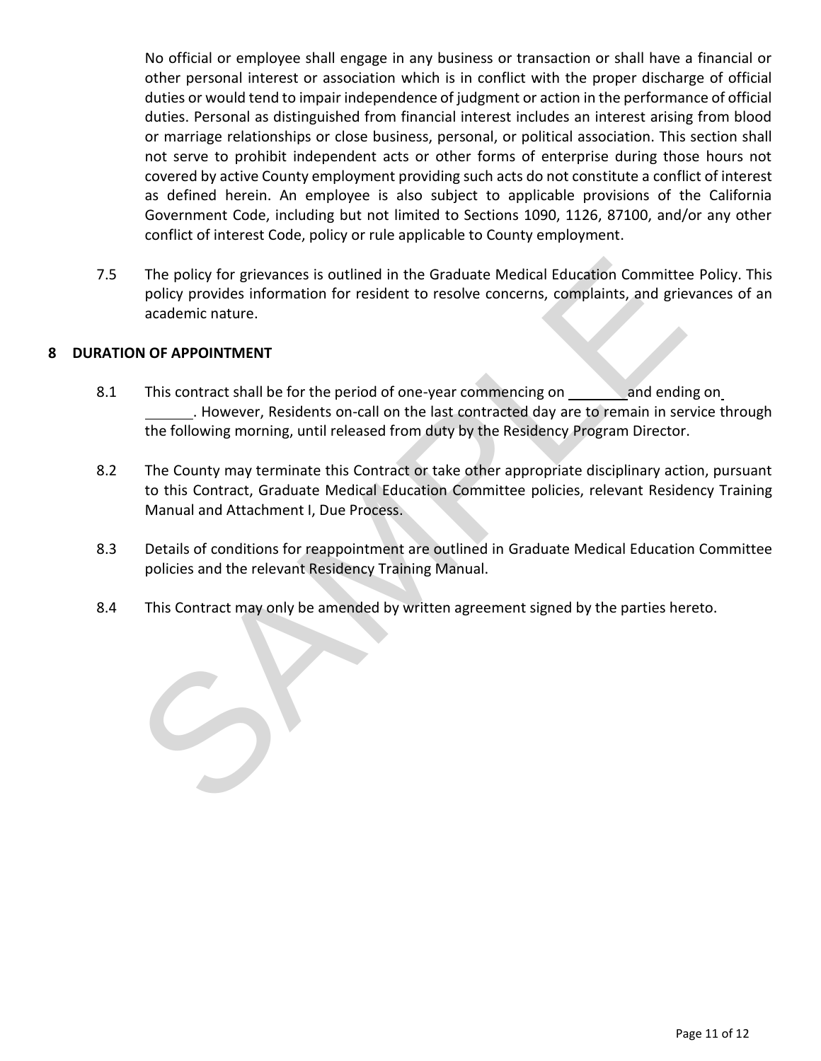No official or employee shall engage in any business or transaction or shall have a financial or other personal interest or association which is in conflict with the proper discharge of official duties or would tend to impair independence of judgment or action in the performance of official duties. Personal as distinguished from financial interest includes an interest arising from blood or marriage relationships or close business, personal, or political association. This section shall not serve to prohibit independent acts or other forms of enterprise during those hours not covered by active County employment providing such acts do not constitute a conflict of interest as defined herein. An employee is also subject to applicable provisions of the California Government Code, including but not limited to Sections 1090, 1126, 87100, and/or any other conflict of interest Code, policy or rule applicable to County employment.

7.5 The policy for grievances is outlined in the Graduate Medical Education Committee Policy. This policy provides information for resident to resolve concerns, complaints, and grievances of an academic nature.

## 8 DURATION OF APPOINTMENT

8.1 This contract shall be for the period of one-year commencing on ________ and ending on ______. However, Residents on-call on the last contracted day are to remain in service through the following morning, until released from duty by the Residency Program Director.

8.2 The County may terminate this Contract or take other appropriate disciplinary action, pursuant to this Contract, Graduate Medical Education Committee policies, relevant Residency Training Manual and Attachment I, Due Process.

8.3 Details of conditions for reappointment are outlined in Graduate Medical Education Committee policies and the relevant Residency Training Manual.

8.4 This Contract may only be amended by written agreement signed by the parties hereto.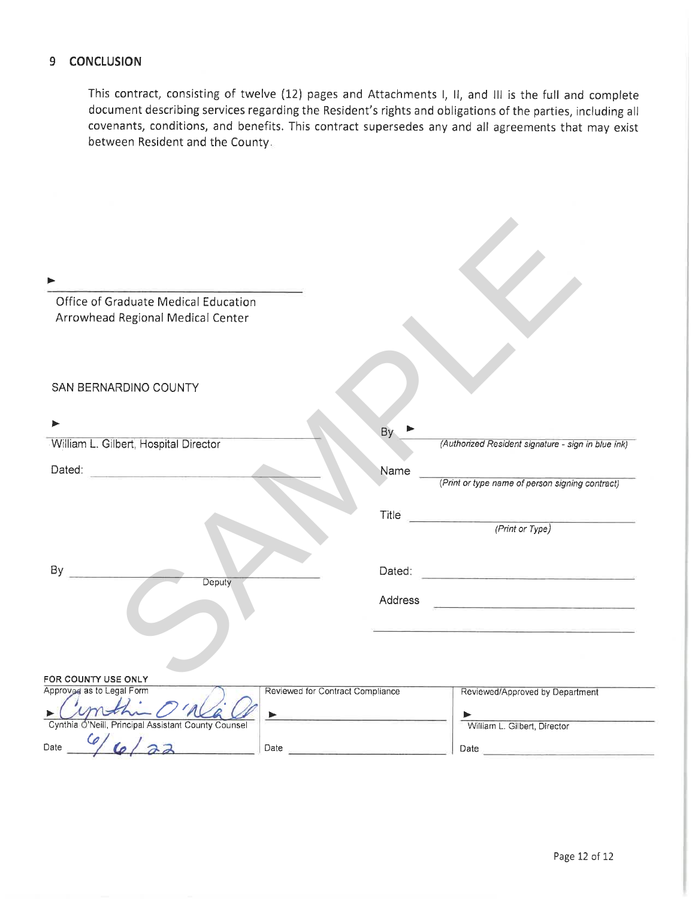## 9 CONCLUSION

This contract, consisting of twelve (12) pages and Attachments I, II, and III is the full and complete document describing services regarding the Resident's rights and obligations of the parties, including all covenants, conditions, and benefits. This contract supersedes any and all agreements that may exist between Resident and the County.

SAMPLE

► ______________________________

Office of Graduate Medical Education
Arrowhead Regional Medical Center

SAN BERNARDINO COUNTY

► ______________________________
William L. Gilbert, Hospital Director

Dated: ______________________________

By ______________________________
Deputy

By ► ______________________________
*(Authorized Resident signature - sign in blue ink)*

Name ______________________________
*(Print or type name of person signing contract)*

Title ______________________________
*(Print or Type)*

Dated: ______________________________

Address ______________________________

______________________________

**FOR COUNTY USE ONLY**

| Approved as to Legal Form | Reviewed for Contract Compliance | Reviewed/Approved by Department |
|---|---|---|
| ► Cynthia O'Neill | ► | ► |
| Cynthia O'Neill, Principal Assistant County Counsel | | William L. Gilbert, Director |
| Date 6/6/22 | Date | Date |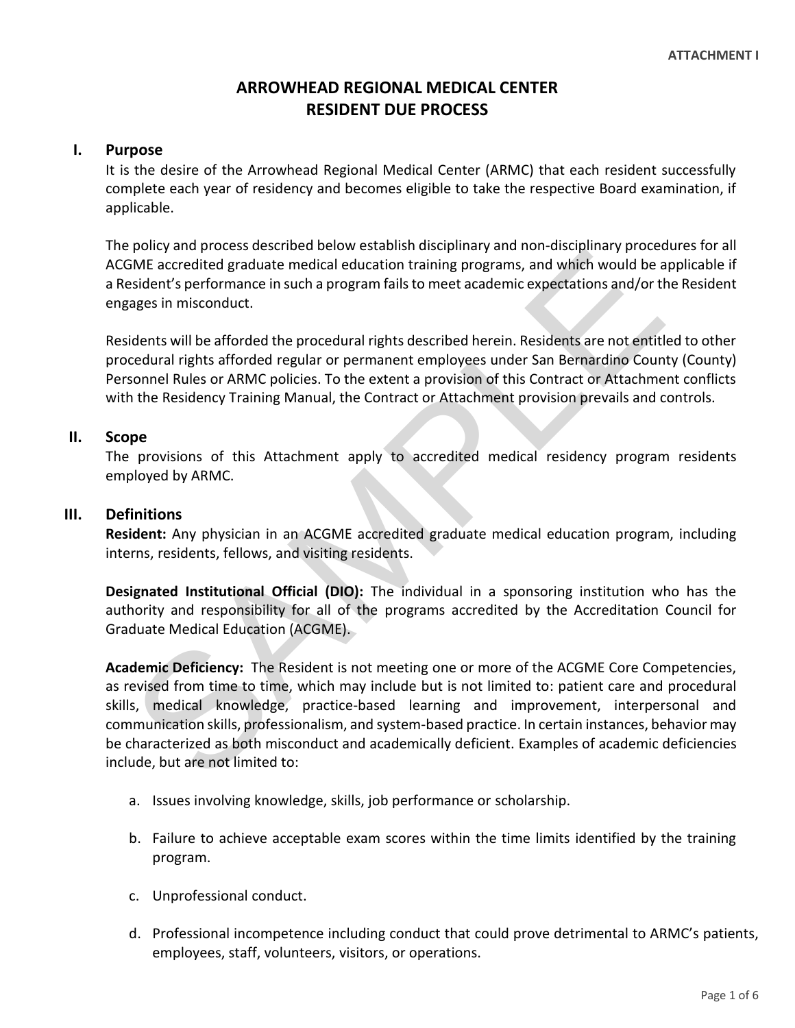ATTACHMENT I

# ARROWHEAD REGIONAL MEDICAL CENTER
# RESIDENT DUE PROCESS

## I. Purpose

It is the desire of the Arrowhead Regional Medical Center (ARMC) that each resident successfully complete each year of residency and becomes eligible to take the respective Board examination, if applicable.

The policy and process described below establish disciplinary and non-disciplinary procedures for all ACGME accredited graduate medical education training programs, and which would be applicable if a Resident's performance in such a program fails to meet academic expectations and/or the Resident engages in misconduct.

Residents will be afforded the procedural rights described herein. Residents are not entitled to other procedural rights afforded regular or permanent employees under San Bernardino County (County) Personnel Rules or ARMC policies. To the extent a provision of this Contract or Attachment conflicts with the Residency Training Manual, the Contract or Attachment provision prevails and controls.

## II. Scope

The provisions of this Attachment apply to accredited medical residency program residents employed by ARMC.

## III. Definitions

**Resident:** Any physician in an ACGME accredited graduate medical education program, including interns, residents, fellows, and visiting residents.

**Designated Institutional Official (DIO):** The individual in a sponsoring institution who has the authority and responsibility for all of the programs accredited by the Accreditation Council for Graduate Medical Education (ACGME).

**Academic Deficiency:** The Resident is not meeting one or more of the ACGME Core Competencies, as revised from time to time, which may include but is not limited to: patient care and procedural skills, medical knowledge, practice-based learning and improvement, interpersonal and communication skills, professionalism, and system-based practice. In certain instances, behavior may be characterized as both misconduct and academically deficient. Examples of academic deficiencies include, but are not limited to:

a. Issues involving knowledge, skills, job performance or scholarship.

b. Failure to achieve acceptable exam scores within the time limits identified by the training program.

c. Unprofessional conduct.

d. Professional incompetence including conduct that could prove detrimental to ARMC's patients, employees, staff, volunteers, visitors, or operations.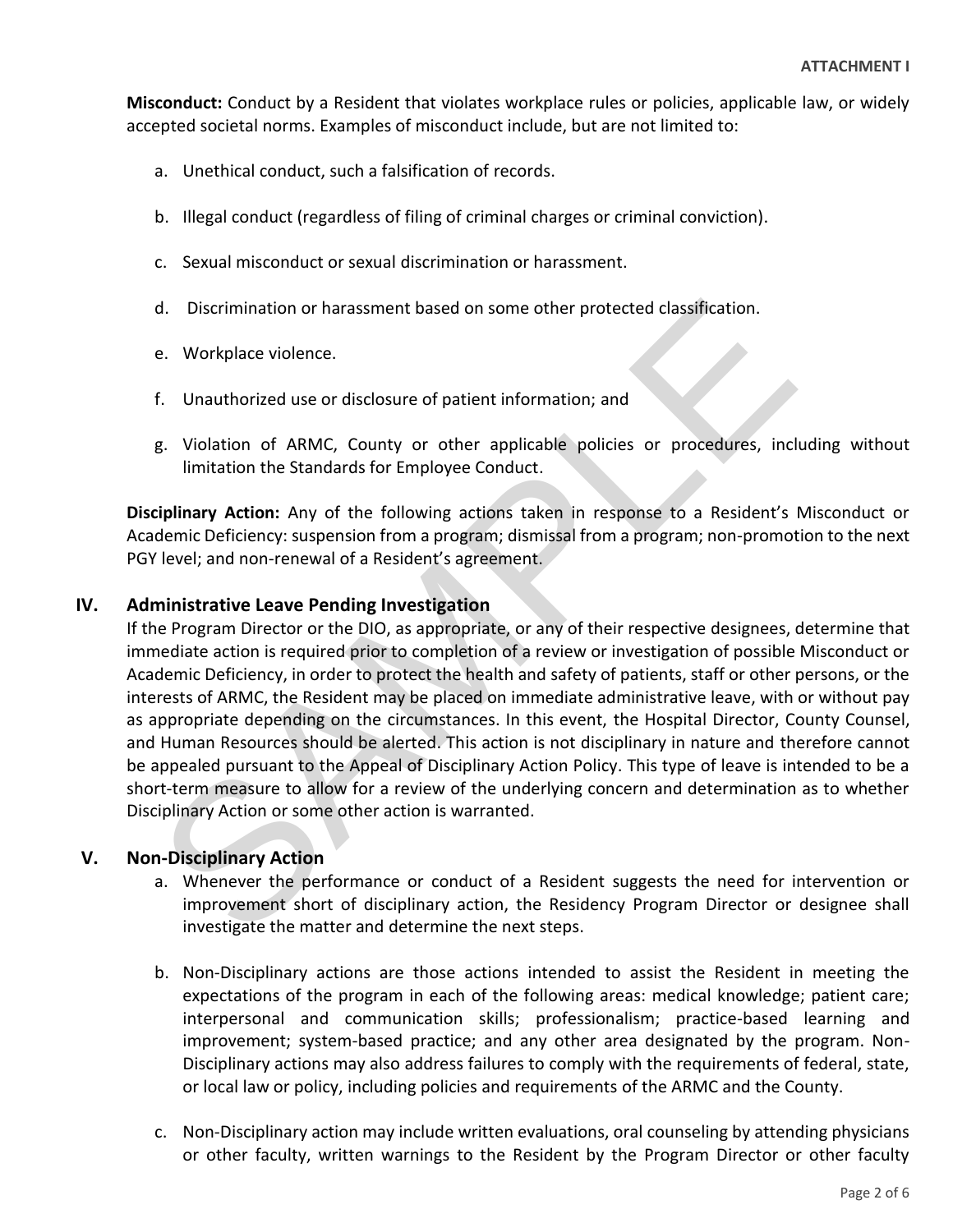**Misconduct:** Conduct by a Resident that violates workplace rules or policies, applicable law, or widely accepted societal norms. Examples of misconduct include, but are not limited to:

a. Unethical conduct, such a falsification of records.

b. Illegal conduct (regardless of filing of criminal charges or criminal conviction).

c. Sexual misconduct or sexual discrimination or harassment.

d. Discrimination or harassment based on some other protected classification.

e. Workplace violence.

f. Unauthorized use or disclosure of patient information; and

g. Violation of ARMC, County or other applicable policies or procedures, including without limitation the Standards for Employee Conduct.

**Disciplinary Action:** Any of the following actions taken in response to a Resident's Misconduct or Academic Deficiency: suspension from a program; dismissal from a program; non-promotion to the next PGY level; and non-renewal of a Resident's agreement.

## IV. Administrative Leave Pending Investigation

If the Program Director or the DIO, as appropriate, or any of their respective designees, determine that immediate action is required prior to completion of a review or investigation of possible Misconduct or Academic Deficiency, in order to protect the health and safety of patients, staff or other persons, or the interests of ARMC, the Resident may be placed on immediate administrative leave, with or without pay as appropriate depending on the circumstances. In this event, the Hospital Director, County Counsel, and Human Resources should be alerted. This action is not disciplinary in nature and therefore cannot be appealed pursuant to the Appeal of Disciplinary Action Policy. This type of leave is intended to be a short-term measure to allow for a review of the underlying concern and determination as to whether Disciplinary Action or some other action is warranted.

## V. Non-Disciplinary Action

a. Whenever the performance or conduct of a Resident suggests the need for intervention or improvement short of disciplinary action, the Residency Program Director or designee shall investigate the matter and determine the next steps.

b. Non-Disciplinary actions are those actions intended to assist the Resident in meeting the expectations of the program in each of the following areas: medical knowledge; patient care; interpersonal and communication skills; professionalism; practice-based learning and improvement; system-based practice; and any other area designated by the program. Non-Disciplinary actions may also address failures to comply with the requirements of federal, state, or local law or policy, including policies and requirements of the ARMC and the County.

c. Non-Disciplinary action may include written evaluations, oral counseling by attending physicians or other faculty, written warnings to the Resident by the Program Director or other faculty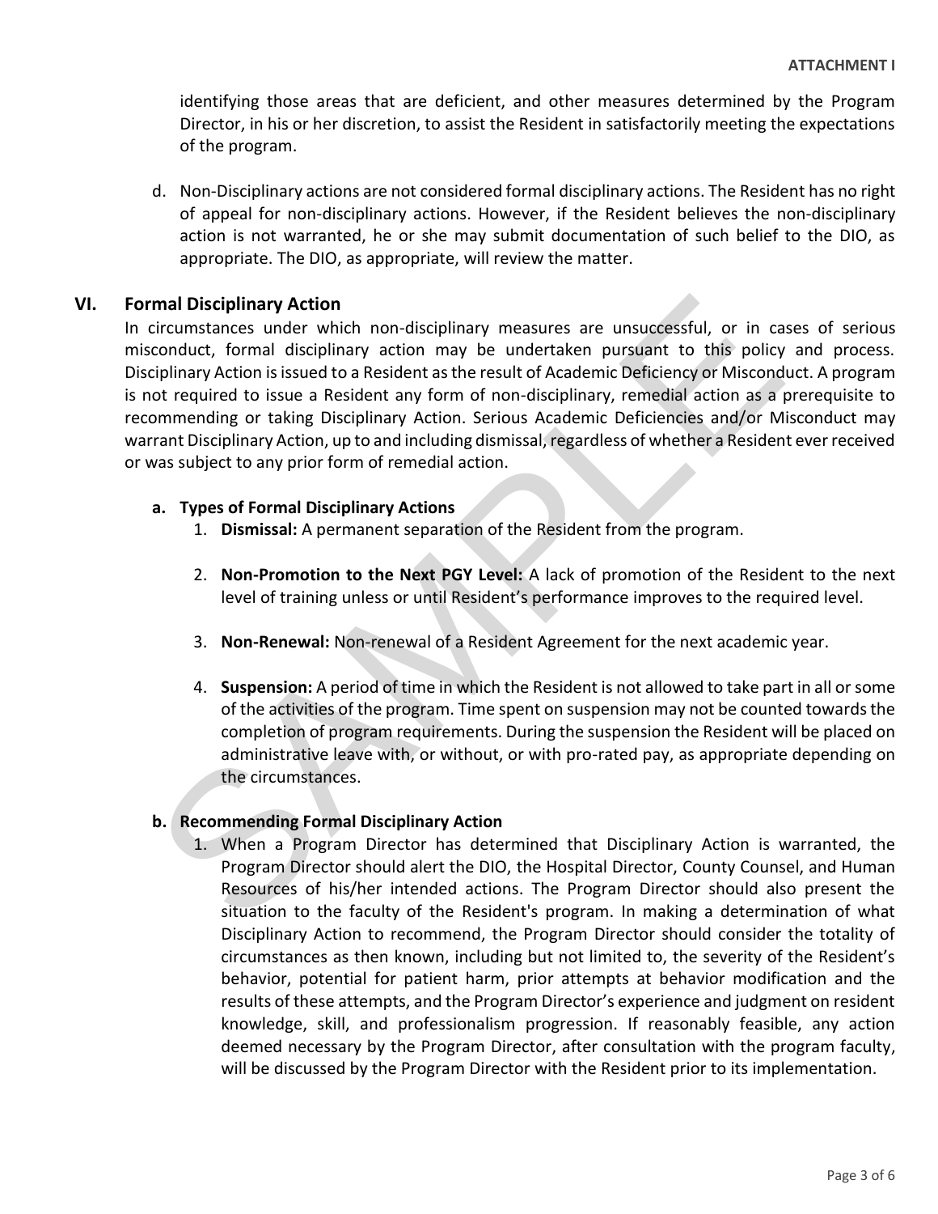identifying those areas that are deficient, and other measures determined by the Program Director, in his or her discretion, to assist the Resident in satisfactorily meeting the expectations of the program.

d. Non-Disciplinary actions are not considered formal disciplinary actions. The Resident has no right of appeal for non-disciplinary actions. However, if the Resident believes the non-disciplinary action is not warranted, he or she may submit documentation of such belief to the DIO, as appropriate. The DIO, as appropriate, will review the matter.

## VI. Formal Disciplinary Action

In circumstances under which non-disciplinary measures are unsuccessful, or in cases of serious misconduct, formal disciplinary action may be undertaken pursuant to this policy and process. Disciplinary Action is issued to a Resident as the result of Academic Deficiency or Misconduct. A program is not required to issue a Resident any form of non-disciplinary, remedial action as a prerequisite to recommending or taking Disciplinary Action. Serious Academic Deficiencies and/or Misconduct may warrant Disciplinary Action, up to and including dismissal, regardless of whether a Resident ever received or was subject to any prior form of remedial action.

### a. Types of Formal Disciplinary Actions

1. **Dismissal:** A permanent separation of the Resident from the program.

2. **Non-Promotion to the Next PGY Level:** A lack of promotion of the Resident to the next level of training unless or until Resident's performance improves to the required level.

3. **Non-Renewal:** Non-renewal of a Resident Agreement for the next academic year.

4. **Suspension:** A period of time in which the Resident is not allowed to take part in all or some of the activities of the program. Time spent on suspension may not be counted towards the completion of program requirements. During the suspension the Resident will be placed on administrative leave with, or without, or with pro-rated pay, as appropriate depending on the circumstances.

### b. Recommending Formal Disciplinary Action

1. When a Program Director has determined that Disciplinary Action is warranted, the Program Director should alert the DIO, the Hospital Director, County Counsel, and Human Resources of his/her intended actions. The Program Director should also present the situation to the faculty of the Resident's program. In making a determination of what Disciplinary Action to recommend, the Program Director should consider the totality of circumstances as then known, including but not limited to, the severity of the Resident's behavior, potential for patient harm, prior attempts at behavior modification and the results of these attempts, and the Program Director's experience and judgment on resident knowledge, skill, and professionalism progression. If reasonably feasible, any action deemed necessary by the Program Director, after consultation with the program faculty, will be discussed by the Program Director with the Resident prior to its implementation.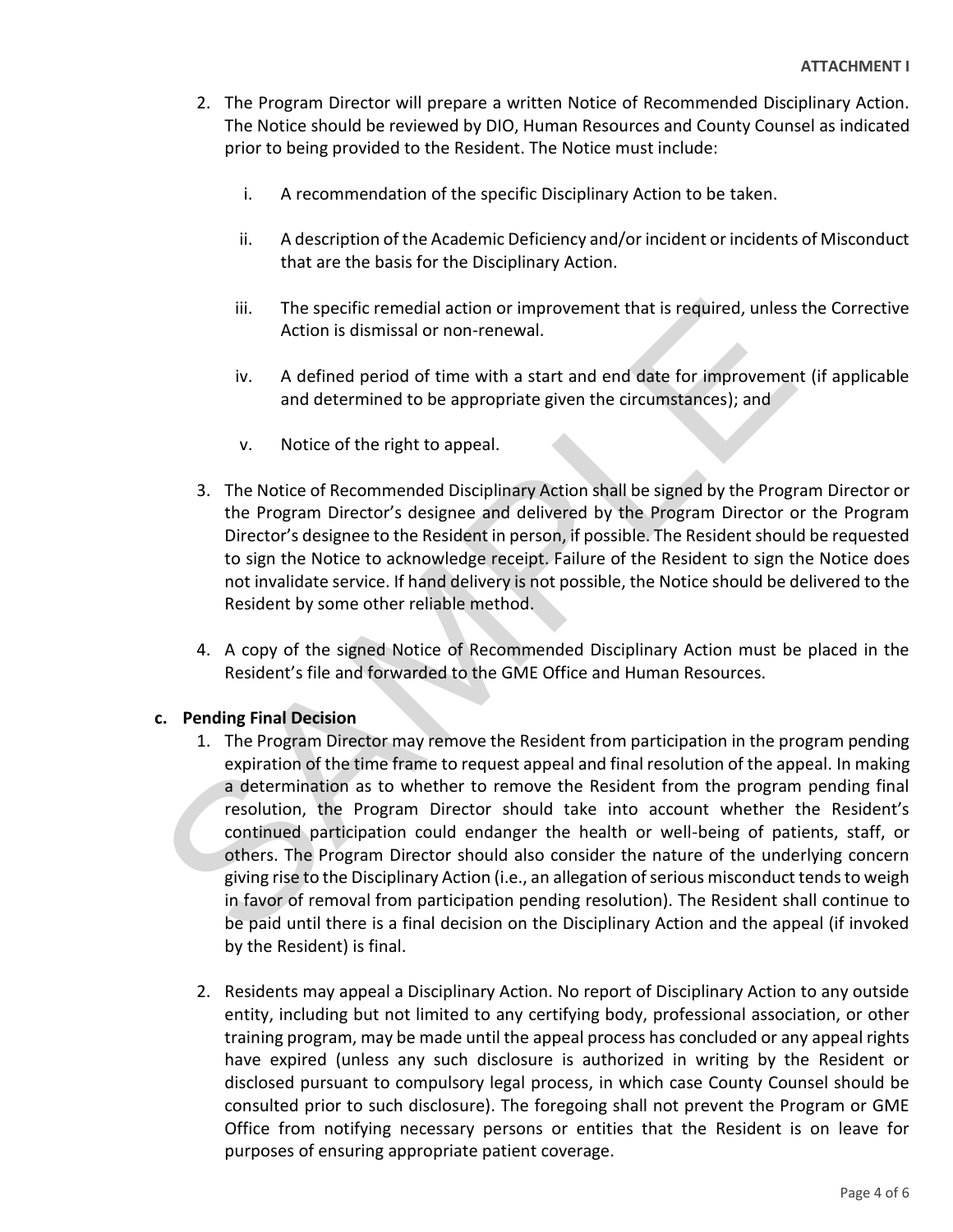2. The Program Director will prepare a written Notice of Recommended Disciplinary Action. The Notice should be reviewed by DIO, Human Resources and County Counsel as indicated prior to being provided to the Resident. The Notice must include:

   i. A recommendation of the specific Disciplinary Action to be taken.

   ii. A description of the Academic Deficiency and/or incident or incidents of Misconduct that are the basis for the Disciplinary Action.

   iii. The specific remedial action or improvement that is required, unless the Corrective Action is dismissal or non-renewal.

   iv. A defined period of time with a start and end date for improvement (if applicable and determined to be appropriate given the circumstances); and

   v. Notice of the right to appeal.

3. The Notice of Recommended Disciplinary Action shall be signed by the Program Director or the Program Director's designee and delivered by the Program Director or the Program Director's designee to the Resident in person, if possible. The Resident should be requested to sign the Notice to acknowledge receipt. Failure of the Resident to sign the Notice does not invalidate service. If hand delivery is not possible, the Notice should be delivered to the Resident by some other reliable method.

4. A copy of the signed Notice of Recommended Disciplinary Action must be placed in the Resident's file and forwarded to the GME Office and Human Resources.

**c. Pending Final Decision**

1. The Program Director may remove the Resident from participation in the program pending expiration of the time frame to request appeal and final resolution of the appeal. In making a determination as to whether to remove the Resident from the program pending final resolution, the Program Director should take into account whether the Resident's continued participation could endanger the health or well-being of patients, staff, or others. The Program Director should also consider the nature of the underlying concern giving rise to the Disciplinary Action (i.e., an allegation of serious misconduct tends to weigh in favor of removal from participation pending resolution). The Resident shall continue to be paid until there is a final decision on the Disciplinary Action and the appeal (if invoked by the Resident) is final.

2. Residents may appeal a Disciplinary Action. No report of Disciplinary Action to any outside entity, including but not limited to any certifying body, professional association, or other training program, may be made until the appeal process has concluded or any appeal rights have expired (unless any such disclosure is authorized in writing by the Resident or disclosed pursuant to compulsory legal process, in which case County Counsel should be consulted prior to such disclosure). The foregoing shall not prevent the Program or GME Office from notifying necessary persons or entities that the Resident is on leave for purposes of ensuring appropriate patient coverage.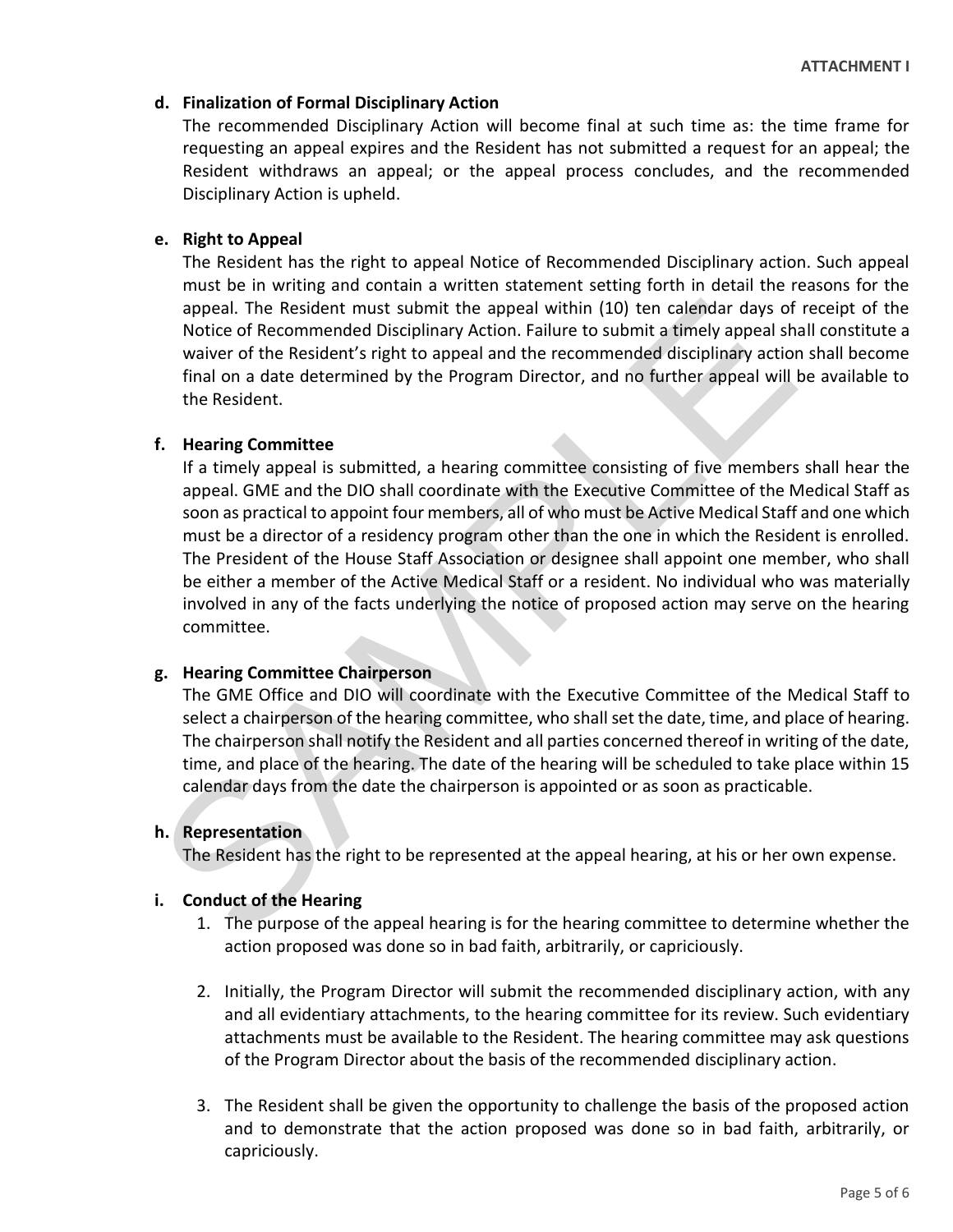**d. Finalization of Formal Disciplinary Action**

The recommended Disciplinary Action will become final at such time as: the time frame for requesting an appeal expires and the Resident has not submitted a request for an appeal; the Resident withdraws an appeal; or the appeal process concludes, and the recommended Disciplinary Action is upheld.

**e. Right to Appeal**

The Resident has the right to appeal Notice of Recommended Disciplinary action. Such appeal must be in writing and contain a written statement setting forth in detail the reasons for the appeal. The Resident must submit the appeal within (10) ten calendar days of receipt of the Notice of Recommended Disciplinary Action. Failure to submit a timely appeal shall constitute a waiver of the Resident's right to appeal and the recommended disciplinary action shall become final on a date determined by the Program Director, and no further appeal will be available to the Resident.

**f. Hearing Committee**

If a timely appeal is submitted, a hearing committee consisting of five members shall hear the appeal. GME and the DIO shall coordinate with the Executive Committee of the Medical Staff as soon as practical to appoint four members, all of who must be Active Medical Staff and one which must be a director of a residency program other than the one in which the Resident is enrolled. The President of the House Staff Association or designee shall appoint one member, who shall be either a member of the Active Medical Staff or a resident. No individual who was materially involved in any of the facts underlying the notice of proposed action may serve on the hearing committee.

**g. Hearing Committee Chairperson**

The GME Office and DIO will coordinate with the Executive Committee of the Medical Staff to select a chairperson of the hearing committee, who shall set the date, time, and place of hearing. The chairperson shall notify the Resident and all parties concerned thereof in writing of the date, time, and place of the hearing. The date of the hearing will be scheduled to take place within 15 calendar days from the date the chairperson is appointed or as soon as practicable.

**h. Representation**

The Resident has the right to be represented at the appeal hearing, at his or her own expense.

**i. Conduct of the Hearing**

1. The purpose of the appeal hearing is for the hearing committee to determine whether the action proposed was done so in bad faith, arbitrarily, or capriciously.

2. Initially, the Program Director will submit the recommended disciplinary action, with any and all evidentiary attachments, to the hearing committee for its review. Such evidentiary attachments must be available to the Resident. The hearing committee may ask questions of the Program Director about the basis of the recommended disciplinary action.

3. The Resident shall be given the opportunity to challenge the basis of the proposed action and to demonstrate that the action proposed was done so in bad faith, arbitrarily, or capriciously.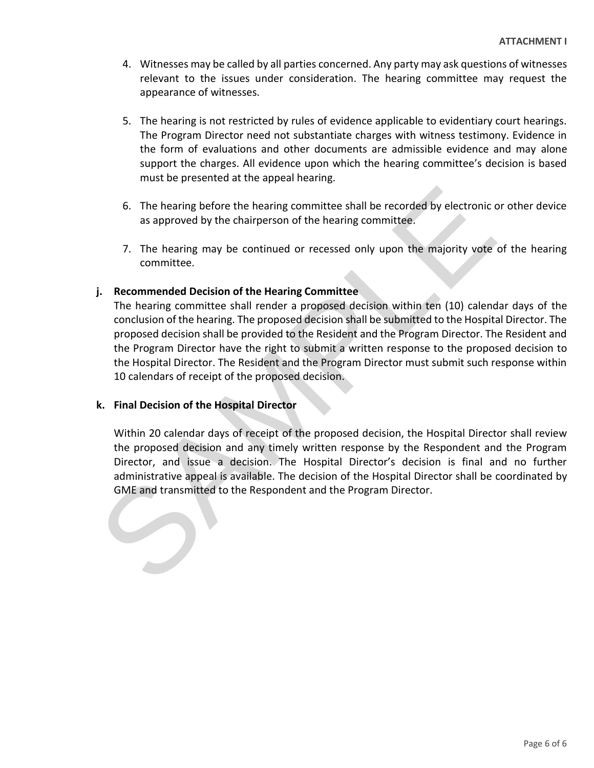4. Witnesses may be called by all parties concerned. Any party may ask questions of witnesses relevant to the issues under consideration. The hearing committee may request the appearance of witnesses.

5. The hearing is not restricted by rules of evidence applicable to evidentiary court hearings. The Program Director need not substantiate charges with witness testimony. Evidence in the form of evaluations and other documents are admissible evidence and may alone support the charges. All evidence upon which the hearing committee's decision is based must be presented at the appeal hearing.

6. The hearing before the hearing committee shall be recorded by electronic or other device as approved by the chairperson of the hearing committee.

7. The hearing may be continued or recessed only upon the majority vote of the hearing committee.

**j. Recommended Decision of the Hearing Committee**

The hearing committee shall render a proposed decision within ten (10) calendar days of the conclusion of the hearing. The proposed decision shall be submitted to the Hospital Director. The proposed decision shall be provided to the Resident and the Program Director. The Resident and the Program Director have the right to submit a written response to the proposed decision to the Hospital Director. The Resident and the Program Director must submit such response within 10 calendars of receipt of the proposed decision.

**k. Final Decision of the Hospital Director**

Within 20 calendar days of receipt of the proposed decision, the Hospital Director shall review the proposed decision and any timely written response by the Respondent and the Program Director, and issue a decision. The Hospital Director's decision is final and no further administrative appeal is available. The decision of the Hospital Director shall be coordinated by GME and transmitted to the Respondent and the Program Director.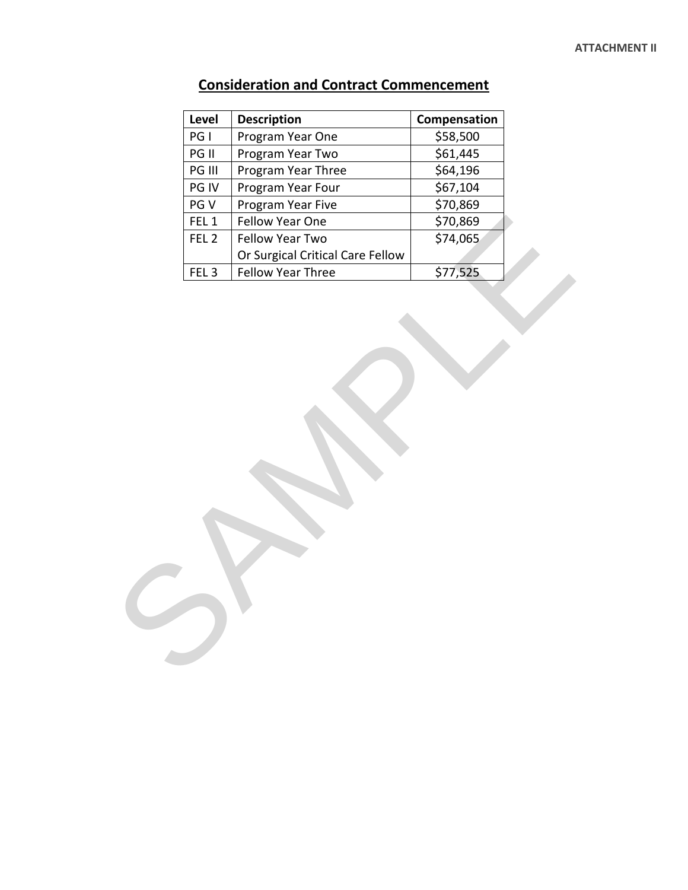ATTACHMENT II

# Consideration and Contract Commencement

| Level | Description | Compensation |
|---|---|---|
| PG I | Program Year One | $58,500 |
| PG II | Program Year Two | $61,445 |
| PG III | Program Year Three | $64,196 |
| PG IV | Program Year Four | $67,104 |
| PG V | Program Year Five | $70,869 |
| FEL 1 | Fellow Year One | $70,869 |
| FEL 2 | Fellow Year Two Or Surgical Critical Care Fellow | $74,065 |
| FEL 3 | Fellow Year Three | $77,525 |

SAMPLE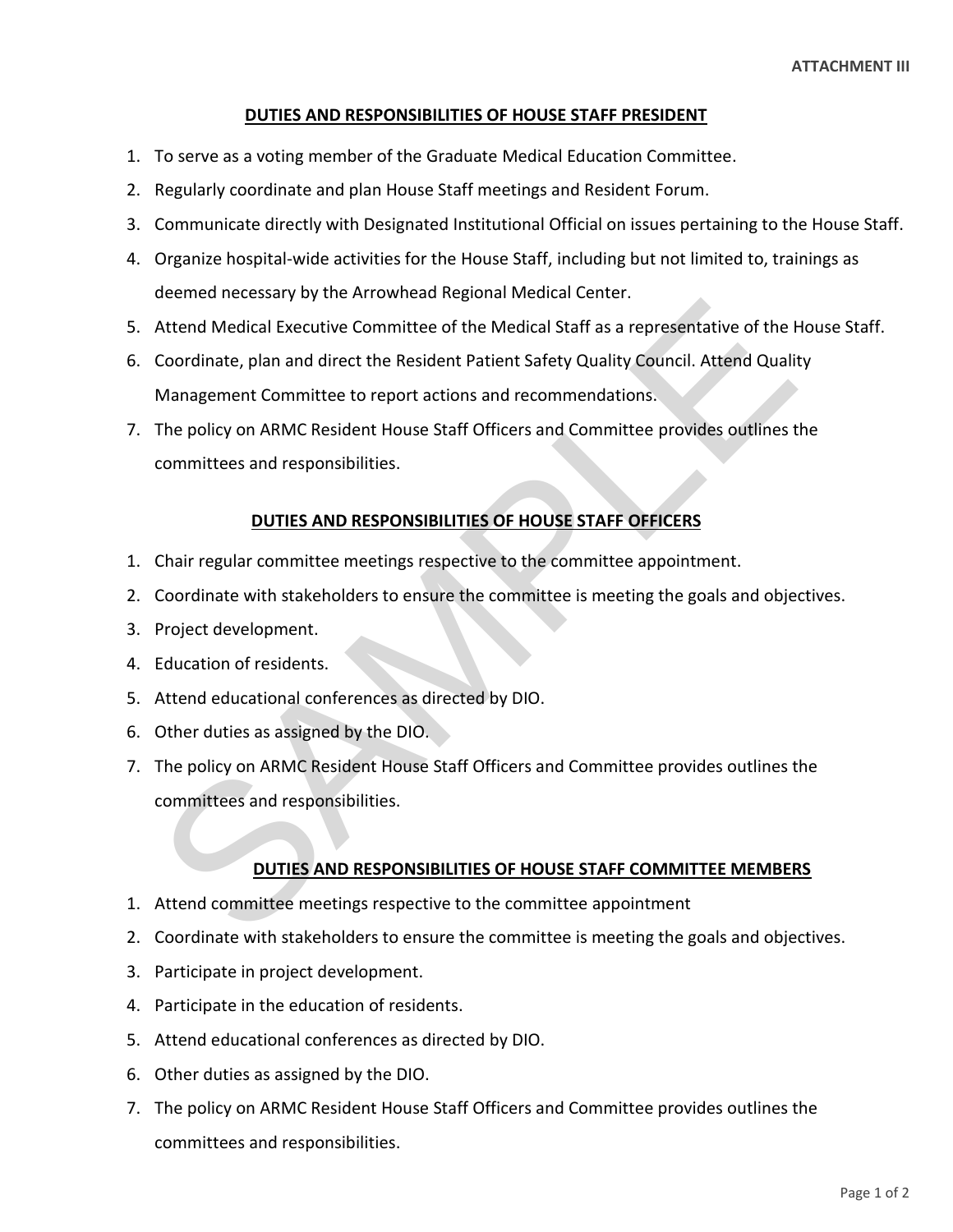ATTACHMENT III

## DUTIES AND RESPONSIBILITIES OF HOUSE STAFF PRESIDENT

1. To serve as a voting member of the Graduate Medical Education Committee.
2. Regularly coordinate and plan House Staff meetings and Resident Forum.
3. Communicate directly with Designated Institutional Official on issues pertaining to the House Staff.
4. Organize hospital-wide activities for the House Staff, including but not limited to, trainings as deemed necessary by the Arrowhead Regional Medical Center.
5. Attend Medical Executive Committee of the Medical Staff as a representative of the House Staff.
6. Coordinate, plan and direct the Resident Patient Safety Quality Council. Attend Quality Management Committee to report actions and recommendations.
7. The policy on ARMC Resident House Staff Officers and Committee provides outlines the committees and responsibilities.

## DUTIES AND RESPONSIBILITIES OF HOUSE STAFF OFFICERS

1. Chair regular committee meetings respective to the committee appointment.
2. Coordinate with stakeholders to ensure the committee is meeting the goals and objectives.
3. Project development.
4. Education of residents.
5. Attend educational conferences as directed by DIO.
6. Other duties as assigned by the DIO.
7. The policy on ARMC Resident House Staff Officers and Committee provides outlines the committees and responsibilities.

## DUTIES AND RESPONSIBILITIES OF HOUSE STAFF COMMITTEE MEMBERS

1. Attend committee meetings respective to the committee appointment
2. Coordinate with stakeholders to ensure the committee is meeting the goals and objectives.
3. Participate in project development.
4. Participate in the education of residents.
5. Attend educational conferences as directed by DIO.
6. Other duties as assigned by the DIO.
7. The policy on ARMC Resident House Staff Officers and Committee provides outlines the committees and responsibilities.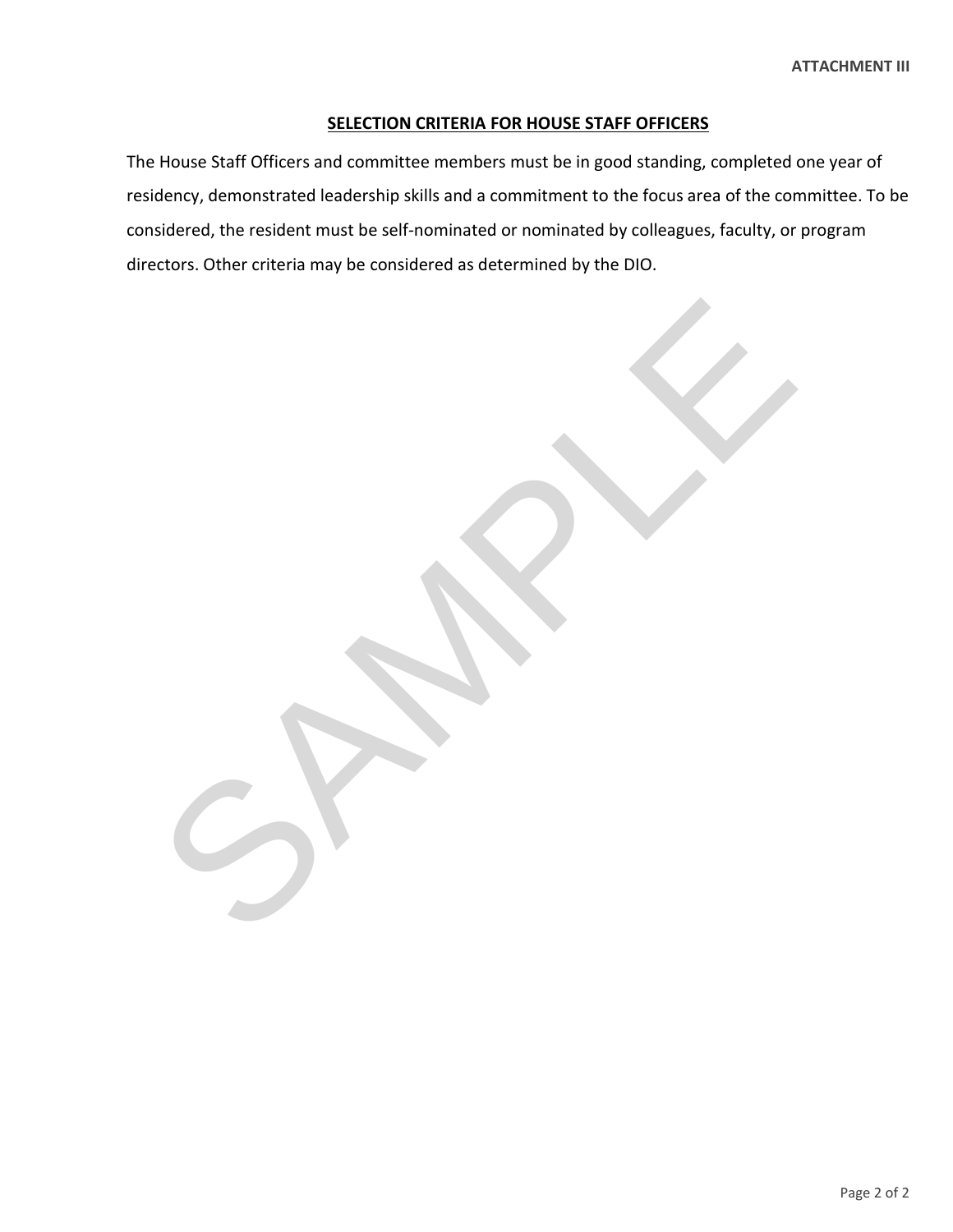**ATTACHMENT III**

## SELECTION CRITERIA FOR HOUSE STAFF OFFICERS

The House Staff Officers and committee members must be in good standing, completed one year of residency, demonstrated leadership skills and a commitment to the focus area of the committee. To be considered, the resident must be self-nominated or nominated by colleagues, faculty, or program directors. Other criteria may be considered as determined by the DIO.